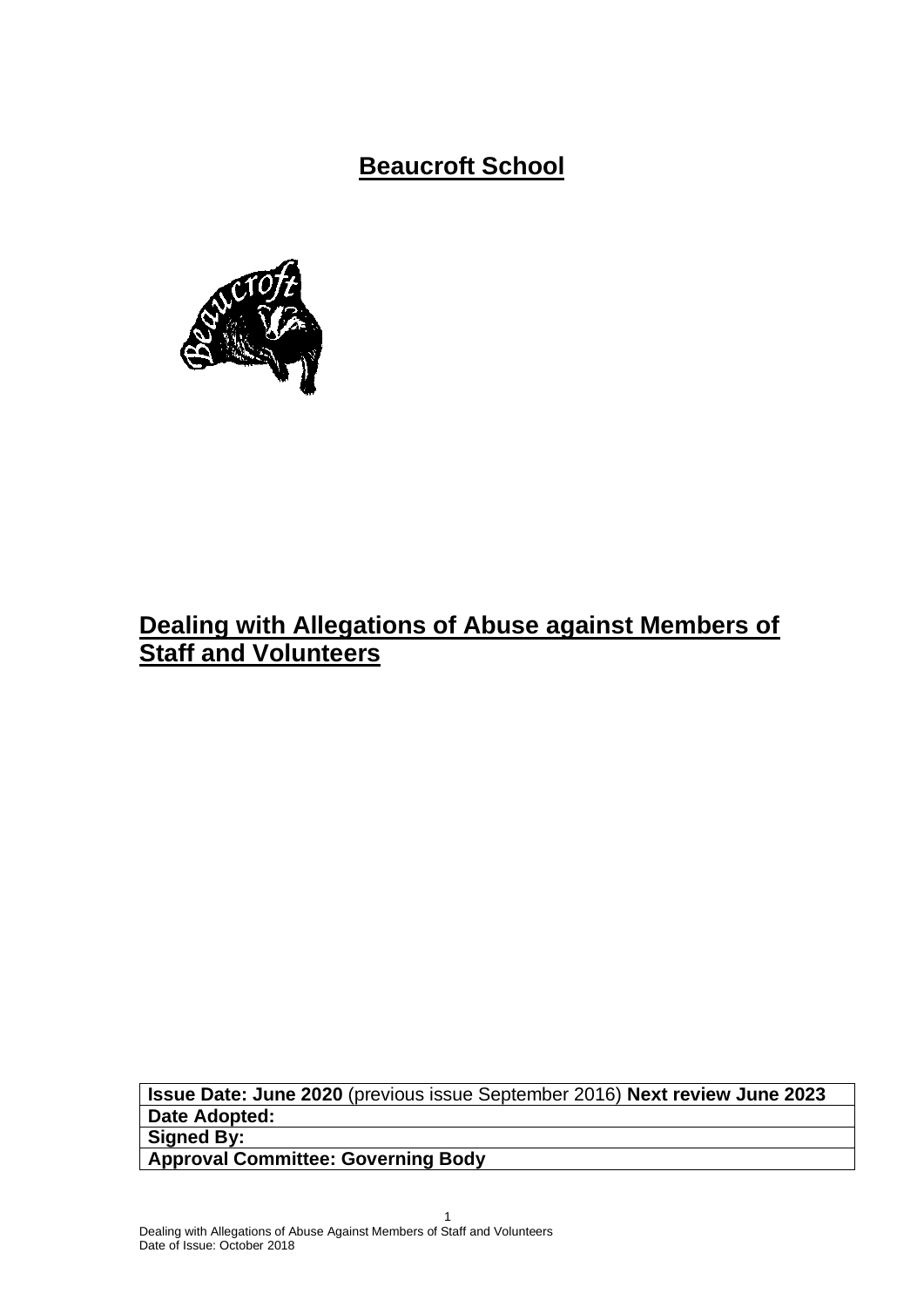# **Beaucroft School**

# **Dealing with Allegations of Abuse against Members of Staff and Volunteers**

| **Issue Date: June 2020** (previous issue September 2016) **Next review June 2023** |
|---|
| **Date Adopted:** |
| **Signed By:** |
| **Approval Committee: Governing Body** |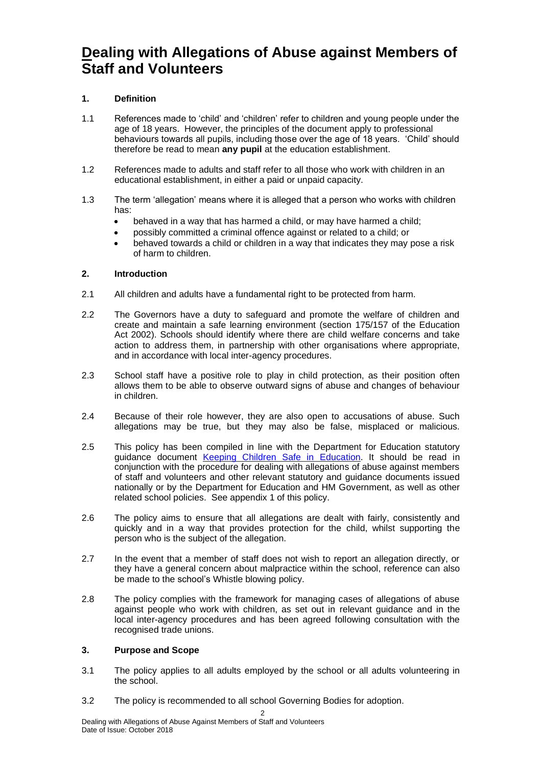# Dealing with Allegations of Abuse against Members of Staff and Volunteers

**1. Definition**

1.1 References made to 'child' and 'children' refer to children and young people under the age of 18 years. However, the principles of the document apply to professional behaviours towards all pupils, including those over the age of 18 years. 'Child' should therefore be read to mean **any pupil** at the education establishment.

1.2 References made to adults and staff refer to all those who work with children in an educational establishment, in either a paid or unpaid capacity.

1.3 The term 'allegation' means where it is alleged that a person who works with children has:

- behaved in a way that has harmed a child, or may have harmed a child;
- possibly committed a criminal offence against or related to a child; or
- behaved towards a child or children in a way that indicates they may pose a risk of harm to children.

**2. Introduction**

2.1 All children and adults have a fundamental right to be protected from harm.

2.2 The Governors have a duty to safeguard and promote the welfare of children and create and maintain a safe learning environment (section 175/157 of the Education Act 2002). Schools should identify where there are child welfare concerns and take action to address them, in partnership with other organisations where appropriate, and in accordance with local inter-agency procedures.

2.3 School staff have a positive role to play in child protection, as their position often allows them to be able to observe outward signs of abuse and changes of behaviour in children.

2.4 Because of their role however, they are also open to accusations of abuse. Such allegations may be true, but they may also be false, misplaced or malicious.

2.5 This policy has been compiled in line with the Department for Education statutory guidance document [Keeping Children Safe in Education](). It should be read in conjunction with the procedure for dealing with allegations of abuse against members of staff and volunteers and other relevant statutory and guidance documents issued nationally or by the Department for Education and HM Government, as well as other related school policies. See appendix 1 of this policy.

2.6 The policy aims to ensure that all allegations are dealt with fairly, consistently and quickly and in a way that provides protection for the child, whilst supporting the person who is the subject of the allegation.

2.7 In the event that a member of staff does not wish to report an allegation directly, or they have a general concern about malpractice within the school, reference can also be made to the school's Whistle blowing policy.

2.8 The policy complies with the framework for managing cases of allegations of abuse against people who work with children, as set out in relevant guidance and in the local inter-agency procedures and has been agreed following consultation with the recognised trade unions.

**3. Purpose and Scope**

3.1 The policy applies to all adults employed by the school or all adults volunteering in the school.

3.2 The policy is recommended to all school Governing Bodies for adoption.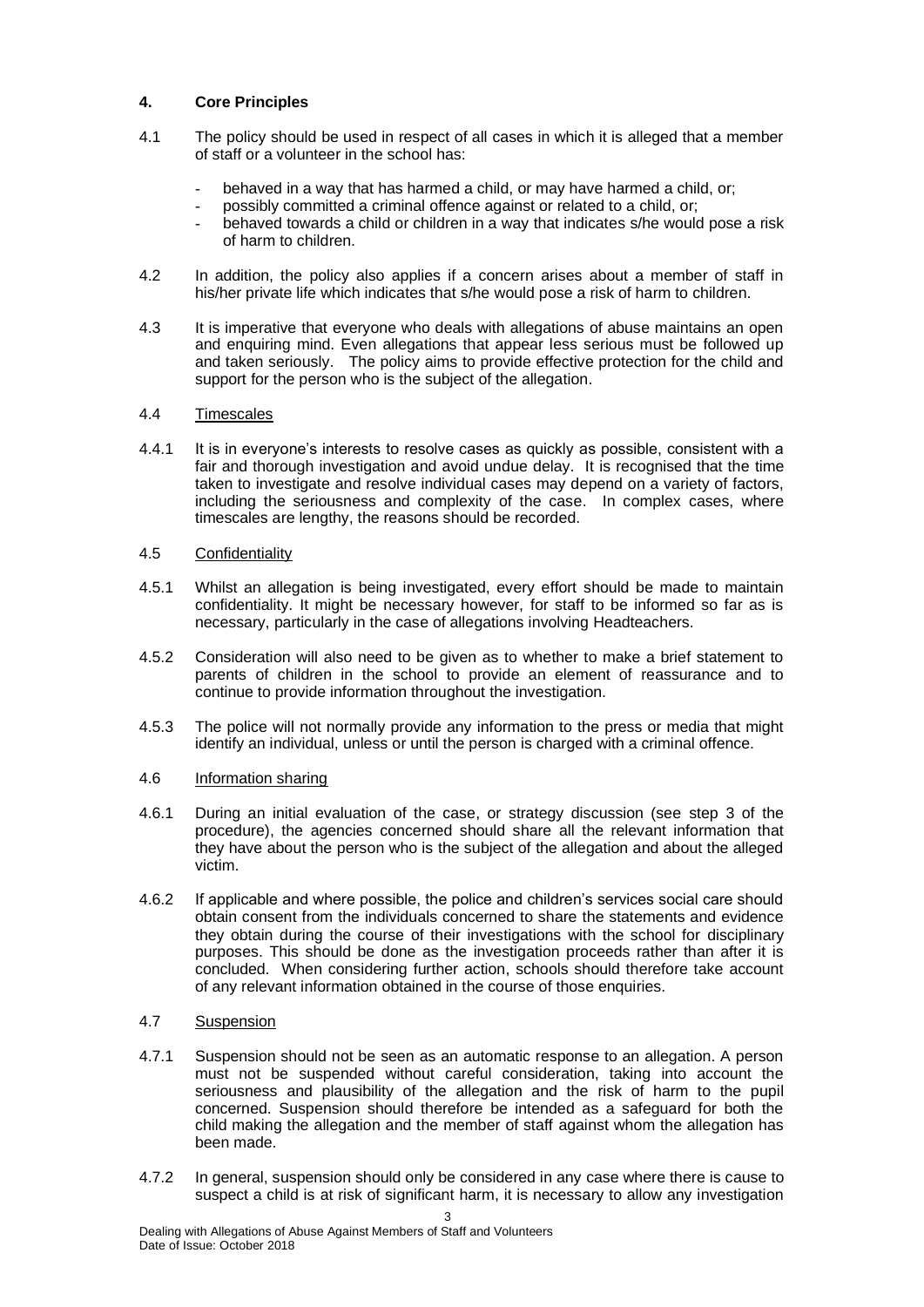## 4. Core Principles

4.1 The policy should be used in respect of all cases in which it is alleged that a member of staff or a volunteer in the school has:

- behaved in a way that has harmed a child, or may have harmed a child, or;
- possibly committed a criminal offence against or related to a child, or;
- behaved towards a child or children in a way that indicates s/he would pose a risk of harm to children.

4.2 In addition, the policy also applies if a concern arises about a member of staff in his/her private life which indicates that s/he would pose a risk of harm to children.

4.3 It is imperative that everyone who deals with allegations of abuse maintains an open and enquiring mind. Even allegations that appear less serious must be followed up and taken seriously. The policy aims to provide effective protection for the child and support for the person who is the subject of the allegation.

4.4 Timescales

4.4.1 It is in everyone's interests to resolve cases as quickly as possible, consistent with a fair and thorough investigation and avoid undue delay. It is recognised that the time taken to investigate and resolve individual cases may depend on a variety of factors, including the seriousness and complexity of the case. In complex cases, where timescales are lengthy, the reasons should be recorded.

4.5 Confidentiality

4.5.1 Whilst an allegation is being investigated, every effort should be made to maintain confidentiality. It might be necessary however, for staff to be informed so far as is necessary, particularly in the case of allegations involving Headteachers.

4.5.2 Consideration will also need to be given as to whether to make a brief statement to parents of children in the school to provide an element of reassurance and to continue to provide information throughout the investigation.

4.5.3 The police will not normally provide any information to the press or media that might identify an individual, unless or until the person is charged with a criminal offence.

4.6 Information sharing

4.6.1 During an initial evaluation of the case, or strategy discussion (see step 3 of the procedure), the agencies concerned should share all the relevant information that they have about the person who is the subject of the allegation and about the alleged victim.

4.6.2 If applicable and where possible, the police and children's services social care should obtain consent from the individuals concerned to share the statements and evidence they obtain during the course of their investigations with the school for disciplinary purposes. This should be done as the investigation proceeds rather than after it is concluded. When considering further action, schools should therefore take account of any relevant information obtained in the course of those enquiries.

4.7 Suspension

4.7.1 Suspension should not be seen as an automatic response to an allegation. A person must not be suspended without careful consideration, taking into account the seriousness and plausibility of the allegation and the risk of harm to the pupil concerned. Suspension should therefore be intended as a safeguard for both the child making the allegation and the member of staff against whom the allegation has been made.

4.7.2 In general, suspension should only be considered in any case where there is cause to suspect a child is at risk of significant harm, it is necessary to allow any investigation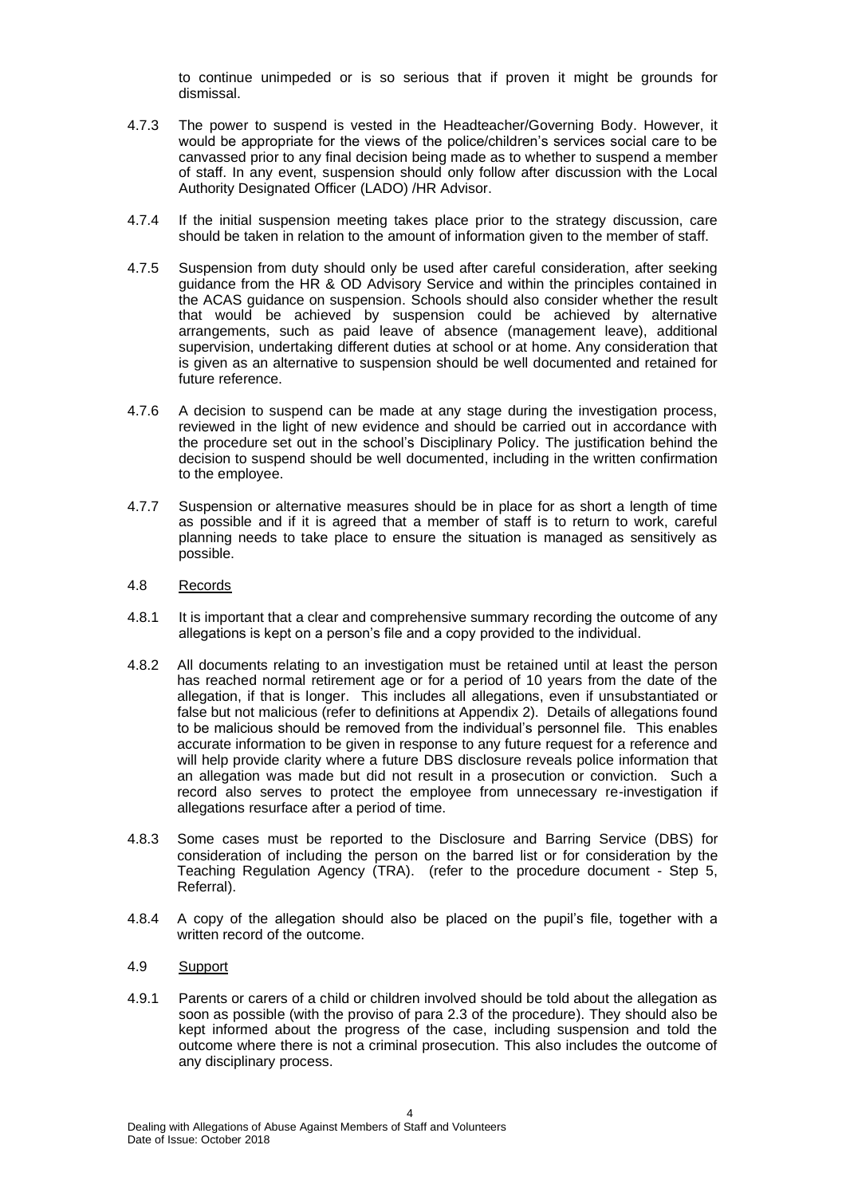to continue unimpeded or is so serious that if proven it might be grounds for dismissal.

4.7.3 The power to suspend is vested in the Headteacher/Governing Body. However, it would be appropriate for the views of the police/children's services social care to be canvassed prior to any final decision being made as to whether to suspend a member of staff. In any event, suspension should only follow after discussion with the Local Authority Designated Officer (LADO) /HR Advisor.

4.7.4 If the initial suspension meeting takes place prior to the strategy discussion, care should be taken in relation to the amount of information given to the member of staff.

4.7.5 Suspension from duty should only be used after careful consideration, after seeking guidance from the HR & OD Advisory Service and within the principles contained in the ACAS guidance on suspension. Schools should also consider whether the result that would be achieved by suspension could be achieved by alternative arrangements, such as paid leave of absence (management leave), additional supervision, undertaking different duties at school or at home. Any consideration that is given as an alternative to suspension should be well documented and retained for future reference.

4.7.6 A decision to suspend can be made at any stage during the investigation process, reviewed in the light of new evidence and should be carried out in accordance with the procedure set out in the school's Disciplinary Policy. The justification behind the decision to suspend should be well documented, including in the written confirmation to the employee.

4.7.7 Suspension or alternative measures should be in place for as short a length of time as possible and if it is agreed that a member of staff is to return to work, careful planning needs to take place to ensure the situation is managed as sensitively as possible.

4.8 Records

4.8.1 It is important that a clear and comprehensive summary recording the outcome of any allegations is kept on a person's file and a copy provided to the individual.

4.8.2 All documents relating to an investigation must be retained until at least the person has reached normal retirement age or for a period of 10 years from the date of the allegation, if that is longer. This includes all allegations, even if unsubstantiated or false but not malicious (refer to definitions at Appendix 2). Details of allegations found to be malicious should be removed from the individual's personnel file. This enables accurate information to be given in response to any future request for a reference and will help provide clarity where a future DBS disclosure reveals police information that an allegation was made but did not result in a prosecution or conviction. Such a record also serves to protect the employee from unnecessary re-investigation if allegations resurface after a period of time.

4.8.3 Some cases must be reported to the Disclosure and Barring Service (DBS) for consideration of including the person on the barred list or for consideration by the Teaching Regulation Agency (TRA). (refer to the procedure document - Step 5, Referral).

4.8.4 A copy of the allegation should also be placed on the pupil's file, together with a written record of the outcome.

4.9 Support

4.9.1 Parents or carers of a child or children involved should be told about the allegation as soon as possible (with the proviso of para 2.3 of the procedure). They should also be kept informed about the progress of the case, including suspension and told the outcome where there is not a criminal prosecution. This also includes the outcome of any disciplinary process.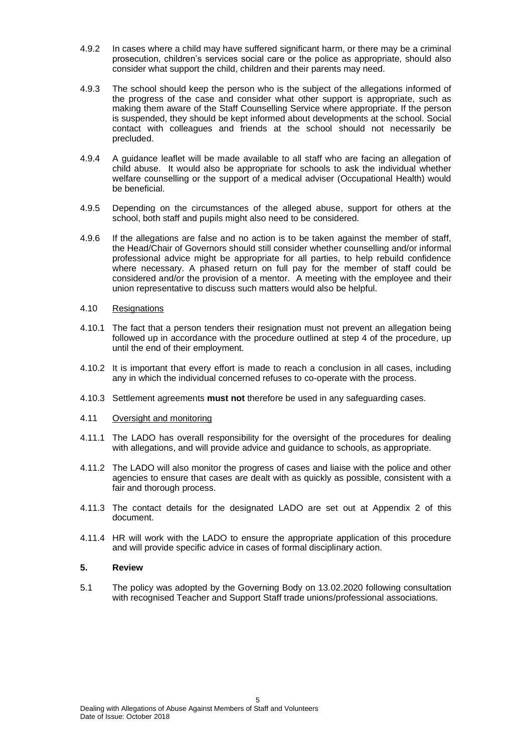4.9.2 In cases where a child may have suffered significant harm, or there may be a criminal prosecution, children's services social care or the police as appropriate, should also consider what support the child, children and their parents may need.

4.9.3 The school should keep the person who is the subject of the allegations informed of the progress of the case and consider what other support is appropriate, such as making them aware of the Staff Counselling Service where appropriate. If the person is suspended, they should be kept informed about developments at the school. Social contact with colleagues and friends at the school should not necessarily be precluded.

4.9.4 A guidance leaflet will be made available to all staff who are facing an allegation of child abuse. It would also be appropriate for schools to ask the individual whether welfare counselling or the support of a medical adviser (Occupational Health) would be beneficial.

4.9.5 Depending on the circumstances of the alleged abuse, support for others at the school, both staff and pupils might also need to be considered.

4.9.6 If the allegations are false and no action is to be taken against the member of staff, the Head/Chair of Governors should still consider whether counselling and/or informal professional advice might be appropriate for all parties, to help rebuild confidence where necessary. A phased return on full pay for the member of staff could be considered and/or the provision of a mentor. A meeting with the employee and their union representative to discuss such matters would also be helpful.

4.10 Resignations

4.10.1 The fact that a person tenders their resignation must not prevent an allegation being followed up in accordance with the procedure outlined at step 4 of the procedure, up until the end of their employment.

4.10.2 It is important that every effort is made to reach a conclusion in all cases, including any in which the individual concerned refuses to co-operate with the process.

4.10.3 Settlement agreements **must not** therefore be used in any safeguarding cases.

4.11 Oversight and monitoring

4.11.1 The LADO has overall responsibility for the oversight of the procedures for dealing with allegations, and will provide advice and guidance to schools, as appropriate.

4.11.2 The LADO will also monitor the progress of cases and liaise with the police and other agencies to ensure that cases are dealt with as quickly as possible, consistent with a fair and thorough process.

4.11.3 The contact details for the designated LADO are set out at Appendix 2 of this document.

4.11.4 HR will work with the LADO to ensure the appropriate application of this procedure and will provide specific advice in cases of formal disciplinary action.

## 5. Review

5.1 The policy was adopted by the Governing Body on 13.02.2020 following consultation with recognised Teacher and Support Staff trade unions/professional associations.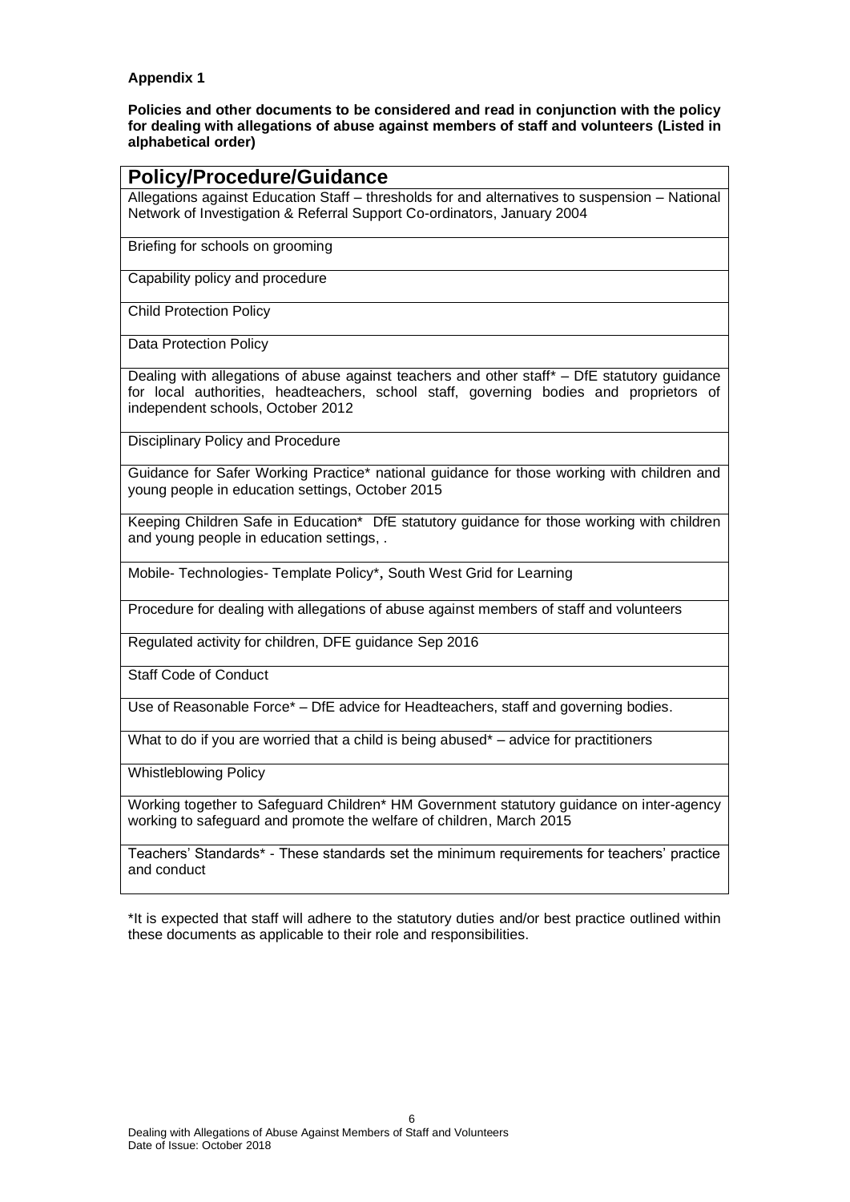**Appendix 1**

**Policies and other documents to be considered and read in conjunction with the policy for dealing with allegations of abuse against members of staff and volunteers (Listed in alphabetical order)**

| **Policy/Procedure/Guidance** |
| --- |
| Allegations against Education Staff – thresholds for and alternatives to suspension – National Network of Investigation & Referral Support Co-ordinators, January 2004 |
| Briefing for schools on grooming |
| Capability policy and procedure |
| Child Protection Policy |
| Data Protection Policy |
| Dealing with allegations of abuse against teachers and other staff* – DfE statutory guidance for local authorities, headteachers, school staff, governing bodies and proprietors of independent schools, October 2012 |
| Disciplinary Policy and Procedure |
| Guidance for Safer Working Practice* national guidance for those working with children and young people in education settings, October 2015 |
| Keeping Children Safe in Education* DfE statutory guidance for those working with children and young people in education settings, . |
| Mobile- Technologies- Template Policy*, South West Grid for Learning |
| Procedure for dealing with allegations of abuse against members of staff and volunteers |
| Regulated activity for children, DFE guidance Sep 2016 |
| Staff Code of Conduct |
| Use of Reasonable Force* – DfE advice for Headteachers, staff and governing bodies. |
| What to do if you are worried that a child is being abused* – advice for practitioners |
| Whistleblowing Policy |
| Working together to Safeguard Children* HM Government statutory guidance on inter-agency working to safeguard and promote the welfare of children, March 2015 |
| Teachers' Standards* - These standards set the minimum requirements for teachers' practice and conduct |

*It is expected that staff will adhere to the statutory duties and/or best practice outlined within these documents as applicable to their role and responsibilities.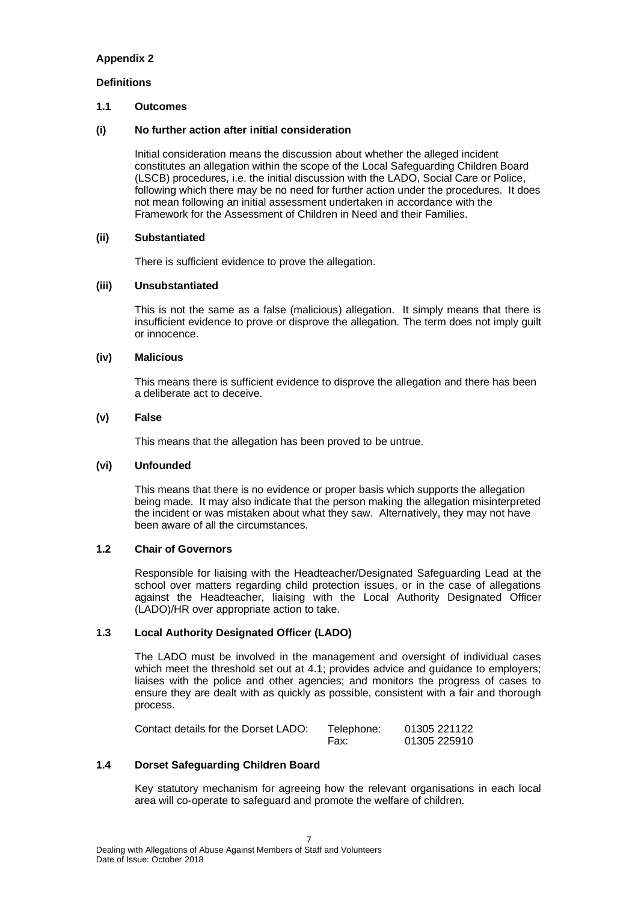**Appendix 2**

**Definitions**

**1.1 Outcomes**

**(i) No further action after initial consideration**

Initial consideration means the discussion about whether the alleged incident constitutes an allegation within the scope of the Local Safeguarding Children Board (LSCB) procedures, i.e. the initial discussion with the LADO, Social Care or Police, following which there may be no need for further action under the procedures. It does not mean following an initial assessment undertaken in accordance with the Framework for the Assessment of Children in Need and their Families.

**(ii) Substantiated**

There is sufficient evidence to prove the allegation.

**(iii) Unsubstantiated**

This is not the same as a false (malicious) allegation. It simply means that there is insufficient evidence to prove or disprove the allegation. The term does not imply guilt or innocence.

**(iv) Malicious**

This means there is sufficient evidence to disprove the allegation and there has been a deliberate act to deceive.

**(v) False**

This means that the allegation has been proved to be untrue.

**(vi) Unfounded**

This means that there is no evidence or proper basis which supports the allegation being made. It may also indicate that the person making the allegation misinterpreted the incident or was mistaken about what they saw. Alternatively, they may not have been aware of all the circumstances.

**1.2 Chair of Governors**

Responsible for liaising with the Headteacher/Designated Safeguarding Lead at the school over matters regarding child protection issues, or in the case of allegations against the Headteacher, liaising with the Local Authority Designated Officer (LADO)/HR over appropriate action to take.

**1.3 Local Authority Designated Officer (LADO)**

The LADO must be involved in the management and oversight of individual cases which meet the threshold set out at 4.1; provides advice and guidance to employers; liaises with the police and other agencies; and monitors the progress of cases to ensure they are dealt with as quickly as possible, consistent with a fair and thorough process.

| | | |
|---|---|---|
| Contact details for the Dorset LADO: | Telephone: | 01305 221122 |
| | Fax: | 01305 225910 |

**1.4 Dorset Safeguarding Children Board**

Key statutory mechanism for agreeing how the relevant organisations in each local area will co-operate to safeguard and promote the welfare of children.